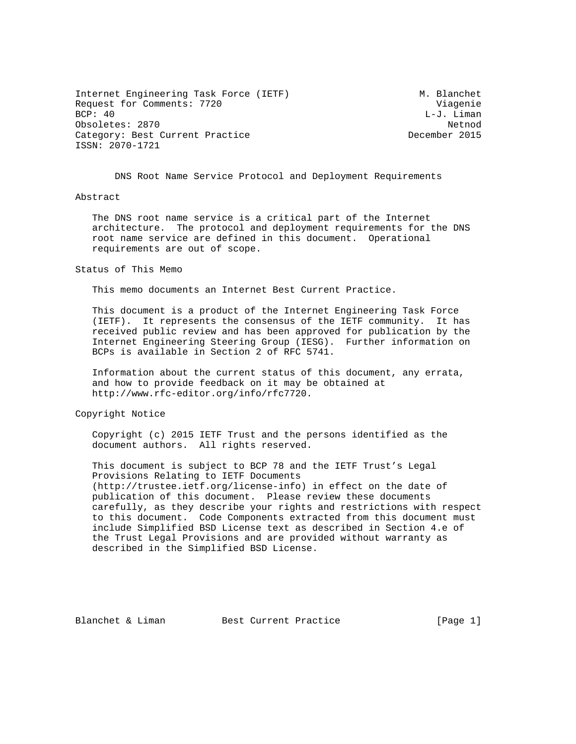Internet Engineering Task Force (IETF) M. Blanchet
Request for Comments: 7720 Viagenie
BCP: 40 L-J. Liman
Obsoletes: 2870 Netnod
Category: Best Current Practice December 2015
ISSN: 2070-1721

# DNS Root Name Service Protocol and Deployment Requirements

## Abstract

The DNS root name service is a critical part of the Internet architecture. The protocol and deployment requirements for the DNS root name service are defined in this document. Operational requirements are out of scope.

## Status of This Memo

This memo documents an Internet Best Current Practice.

This document is a product of the Internet Engineering Task Force (IETF). It represents the consensus of the IETF community. It has received public review and has been approved for publication by the Internet Engineering Steering Group (IESG). Further information on BCPs is available in Section 2 of RFC 5741.

Information about the current status of this document, any errata, and how to provide feedback on it may be obtained at http://www.rfc-editor.org/info/rfc7720.

## Copyright Notice

Copyright (c) 2015 IETF Trust and the persons identified as the document authors. All rights reserved.

This document is subject to BCP 78 and the IETF Trust's Legal Provisions Relating to IETF Documents (http://trustee.ietf.org/license-info) in effect on the date of publication of this document. Please review these documents carefully, as they describe your rights and restrictions with respect to this document. Code Components extracted from this document must include Simplified BSD License text as described in Section 4.e of the Trust Legal Provisions and are provided without warranty as described in the Simplified BSD License.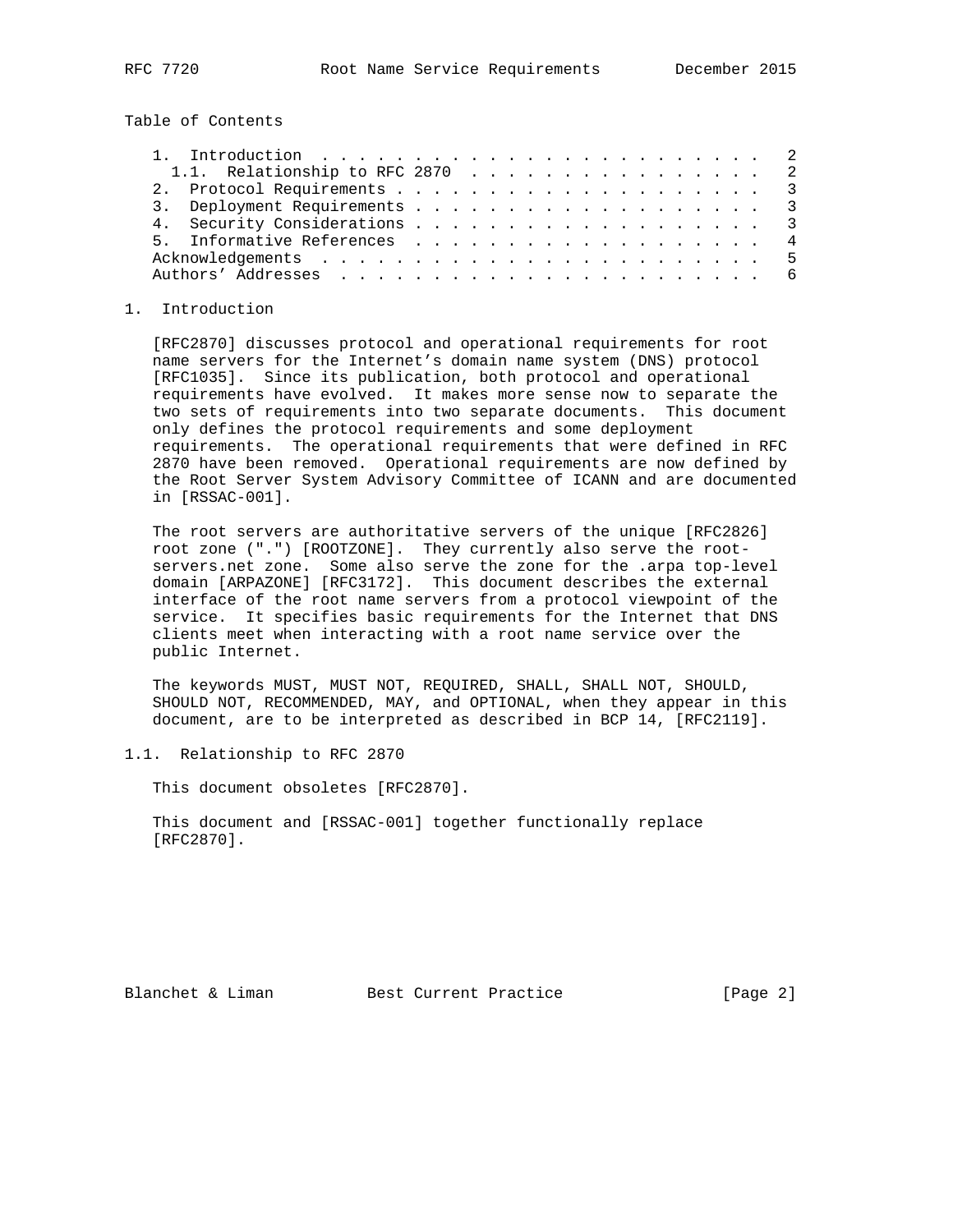Table of Contents

1. Introduction . . . . . . . . . . . . . . . . . . . . . . . . 2
   1.1. Relationship to RFC 2870 . . . . . . . . . . . . . . . . 2
2. Protocol Requirements . . . . . . . . . . . . . . . . . . . . 3
3. Deployment Requirements . . . . . . . . . . . . . . . . . . . 3
4. Security Considerations . . . . . . . . . . . . . . . . . . . 3
5. Informative References . . . . . . . . . . . . . . . . . . . 4
Acknowledgements . . . . . . . . . . . . . . . . . . . . . . . . 5
Authors' Addresses . . . . . . . . . . . . . . . . . . . . . . . 6

## 1. Introduction

[RFC2870] discusses protocol and operational requirements for root name servers for the Internet's domain name system (DNS) protocol [RFC1035]. Since its publication, both protocol and operational requirements have evolved. It makes more sense now to separate the two sets of requirements into two separate documents. This document only defines the protocol requirements and some deployment requirements. The operational requirements that were defined in RFC 2870 have been removed. Operational requirements are now defined by the Root Server System Advisory Committee of ICANN and are documented in [RSSAC-001].

The root servers are authoritative servers of the unique [RFC2826] root zone (".") [ROOTZONE]. They currently also serve the root-servers.net zone. Some also serve the zone for the .arpa top-level domain [ARPAZONE] [RFC3172]. This document describes the external interface of the root name servers from a protocol viewpoint of the service. It specifies basic requirements for the Internet that DNS clients meet when interacting with a root name service over the public Internet.

The keywords MUST, MUST NOT, REQUIRED, SHALL, SHALL NOT, SHOULD, SHOULD NOT, RECOMMENDED, MAY, and OPTIONAL, when they appear in this document, are to be interpreted as described in BCP 14, [RFC2119].

### 1.1. Relationship to RFC 2870

This document obsoletes [RFC2870].

This document and [RSSAC-001] together functionally replace [RFC2870].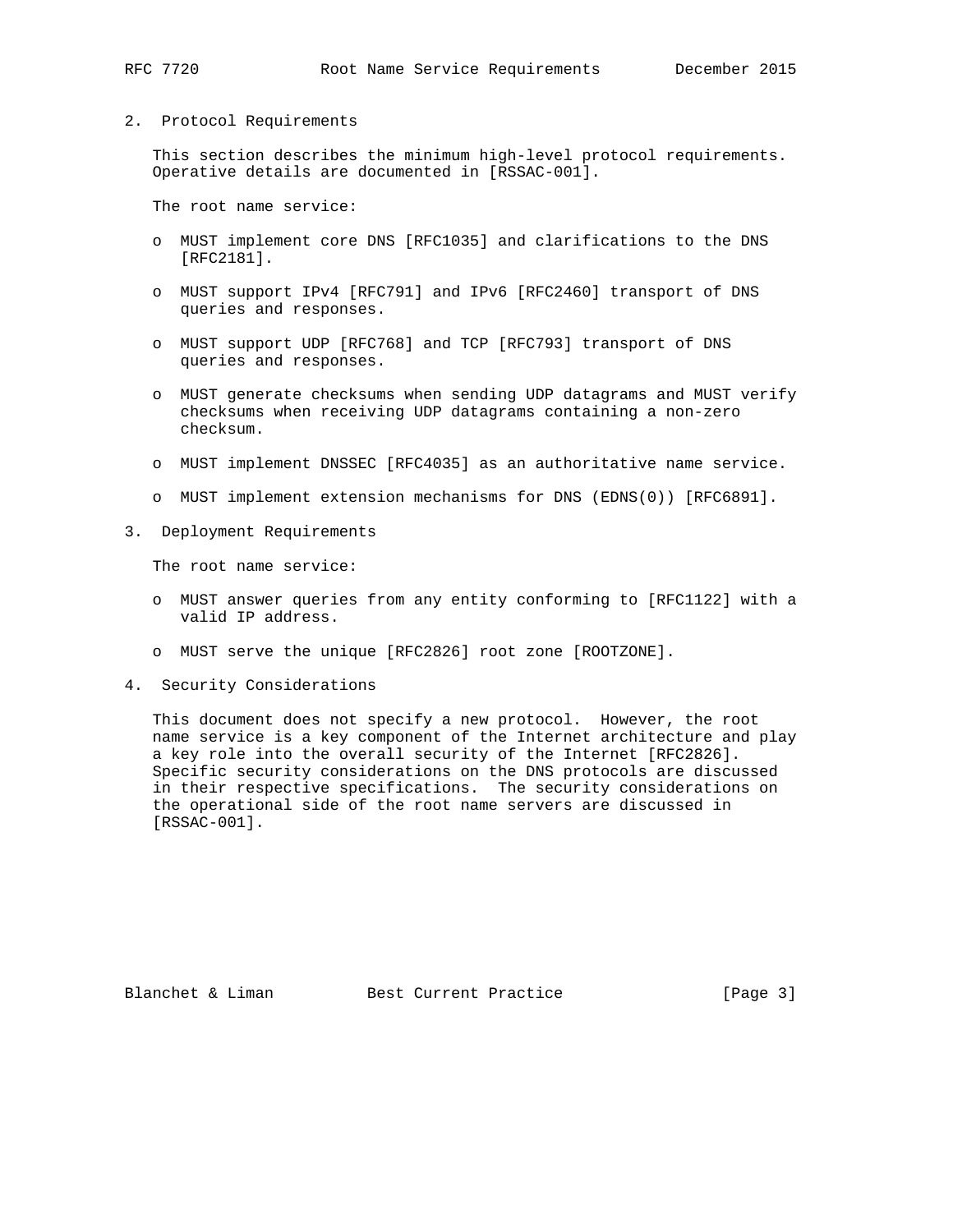## 2. Protocol Requirements

This section describes the minimum high-level protocol requirements. Operative details are documented in [RSSAC-001].

The root name service:

- MUST implement core DNS [RFC1035] and clarifications to the DNS [RFC2181].
- MUST support IPv4 [RFC791] and IPv6 [RFC2460] transport of DNS queries and responses.
- MUST support UDP [RFC768] and TCP [RFC793] transport of DNS queries and responses.
- MUST generate checksums when sending UDP datagrams and MUST verify checksums when receiving UDP datagrams containing a non-zero checksum.
- MUST implement DNSSEC [RFC4035] as an authoritative name service.
- MUST implement extension mechanisms for DNS (EDNS(0)) [RFC6891].

## 3. Deployment Requirements

The root name service:

- MUST answer queries from any entity conforming to [RFC1122] with a valid IP address.
- MUST serve the unique [RFC2826] root zone [ROOTZONE].

## 4. Security Considerations

This document does not specify a new protocol. However, the root name service is a key component of the Internet architecture and play a key role into the overall security of the Internet [RFC2826]. Specific security considerations on the DNS protocols are discussed in their respective specifications. The security considerations on the operational side of the root name servers are discussed in [RSSAC-001].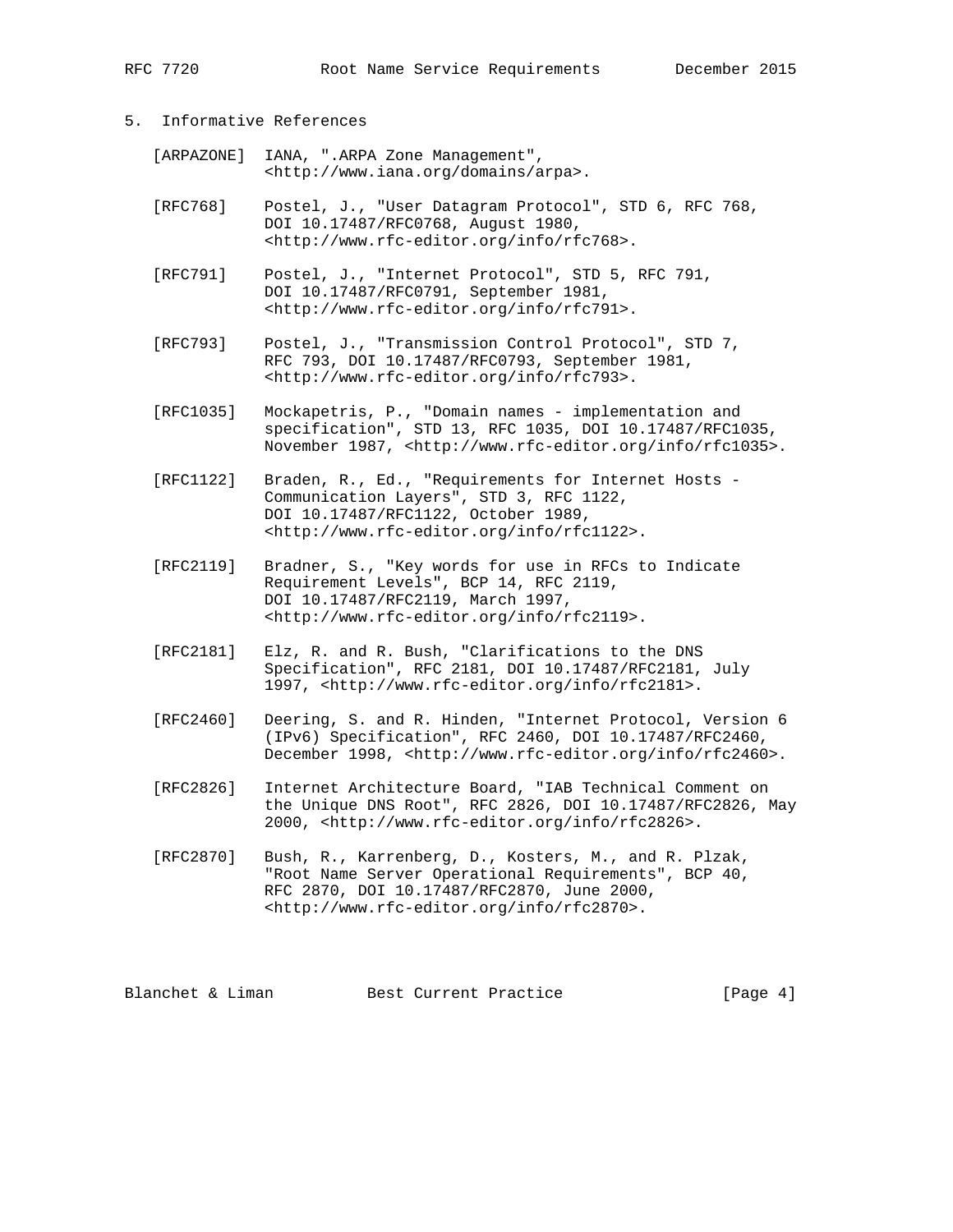## 5. Informative References

[ARPAZONE] IANA, ".ARPA Zone Management", <http://www.iana.org/domains/arpa>.

[RFC768] Postel, J., "User Datagram Protocol", STD 6, RFC 768, DOI 10.17487/RFC0768, August 1980, <http://www.rfc-editor.org/info/rfc768>.

[RFC791] Postel, J., "Internet Protocol", STD 5, RFC 791, DOI 10.17487/RFC0791, September 1981, <http://www.rfc-editor.org/info/rfc791>.

[RFC793] Postel, J., "Transmission Control Protocol", STD 7, RFC 793, DOI 10.17487/RFC0793, September 1981, <http://www.rfc-editor.org/info/rfc793>.

[RFC1035] Mockapetris, P., "Domain names - implementation and specification", STD 13, RFC 1035, DOI 10.17487/RFC1035, November 1987, <http://www.rfc-editor.org/info/rfc1035>.

[RFC1122] Braden, R., Ed., "Requirements for Internet Hosts - Communication Layers", STD 3, RFC 1122, DOI 10.17487/RFC1122, October 1989, <http://www.rfc-editor.org/info/rfc1122>.

[RFC2119] Bradner, S., "Key words for use in RFCs to Indicate Requirement Levels", BCP 14, RFC 2119, DOI 10.17487/RFC2119, March 1997, <http://www.rfc-editor.org/info/rfc2119>.

[RFC2181] Elz, R. and R. Bush, "Clarifications to the DNS Specification", RFC 2181, DOI 10.17487/RFC2181, July 1997, <http://www.rfc-editor.org/info/rfc2181>.

[RFC2460] Deering, S. and R. Hinden, "Internet Protocol, Version 6 (IPv6) Specification", RFC 2460, DOI 10.17487/RFC2460, December 1998, <http://www.rfc-editor.org/info/rfc2460>.

[RFC2826] Internet Architecture Board, "IAB Technical Comment on the Unique DNS Root", RFC 2826, DOI 10.17487/RFC2826, May 2000, <http://www.rfc-editor.org/info/rfc2826>.

[RFC2870] Bush, R., Karrenberg, D., Kosters, M., and R. Plzak, "Root Name Server Operational Requirements", BCP 40, RFC 2870, DOI 10.17487/RFC2870, June 2000, <http://www.rfc-editor.org/info/rfc2870>.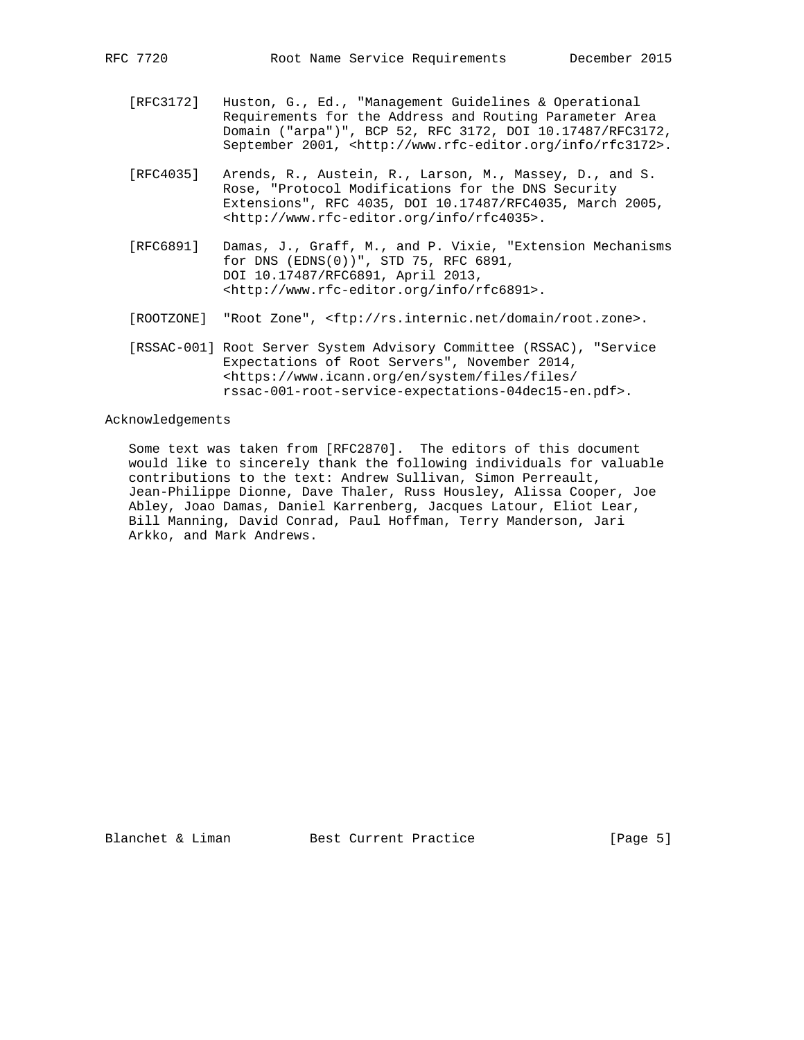[RFC3172] Huston, G., Ed., "Management Guidelines & Operational Requirements for the Address and Routing Parameter Area Domain ("arpa")", BCP 52, RFC 3172, DOI 10.17487/RFC3172, September 2001, <http://www.rfc-editor.org/info/rfc3172>.

[RFC4035] Arends, R., Austein, R., Larson, M., Massey, D., and S. Rose, "Protocol Modifications for the DNS Security Extensions", RFC 4035, DOI 10.17487/RFC4035, March 2005, <http://www.rfc-editor.org/info/rfc4035>.

[RFC6891] Damas, J., Graff, M., and P. Vixie, "Extension Mechanisms for DNS (EDNS(0))", STD 75, RFC 6891, DOI 10.17487/RFC6891, April 2013, <http://www.rfc-editor.org/info/rfc6891>.

[ROOTZONE] "Root Zone", <ftp://rs.internic.net/domain/root.zone>.

[RSSAC-001] Root Server System Advisory Committee (RSSAC), "Service Expectations of Root Servers", November 2014, <https://www.icann.org/en/system/files/files/rssac-001-root-service-expectations-04dec15-en.pdf>.

## Acknowledgements

Some text was taken from [RFC2870]. The editors of this document would like to sincerely thank the following individuals for valuable contributions to the text: Andrew Sullivan, Simon Perreault, Jean-Philippe Dionne, Dave Thaler, Russ Housley, Alissa Cooper, Joe Abley, Joao Damas, Daniel Karrenberg, Jacques Latour, Eliot Lear, Bill Manning, David Conrad, Paul Hoffman, Terry Manderson, Jari Arkko, and Mark Andrews.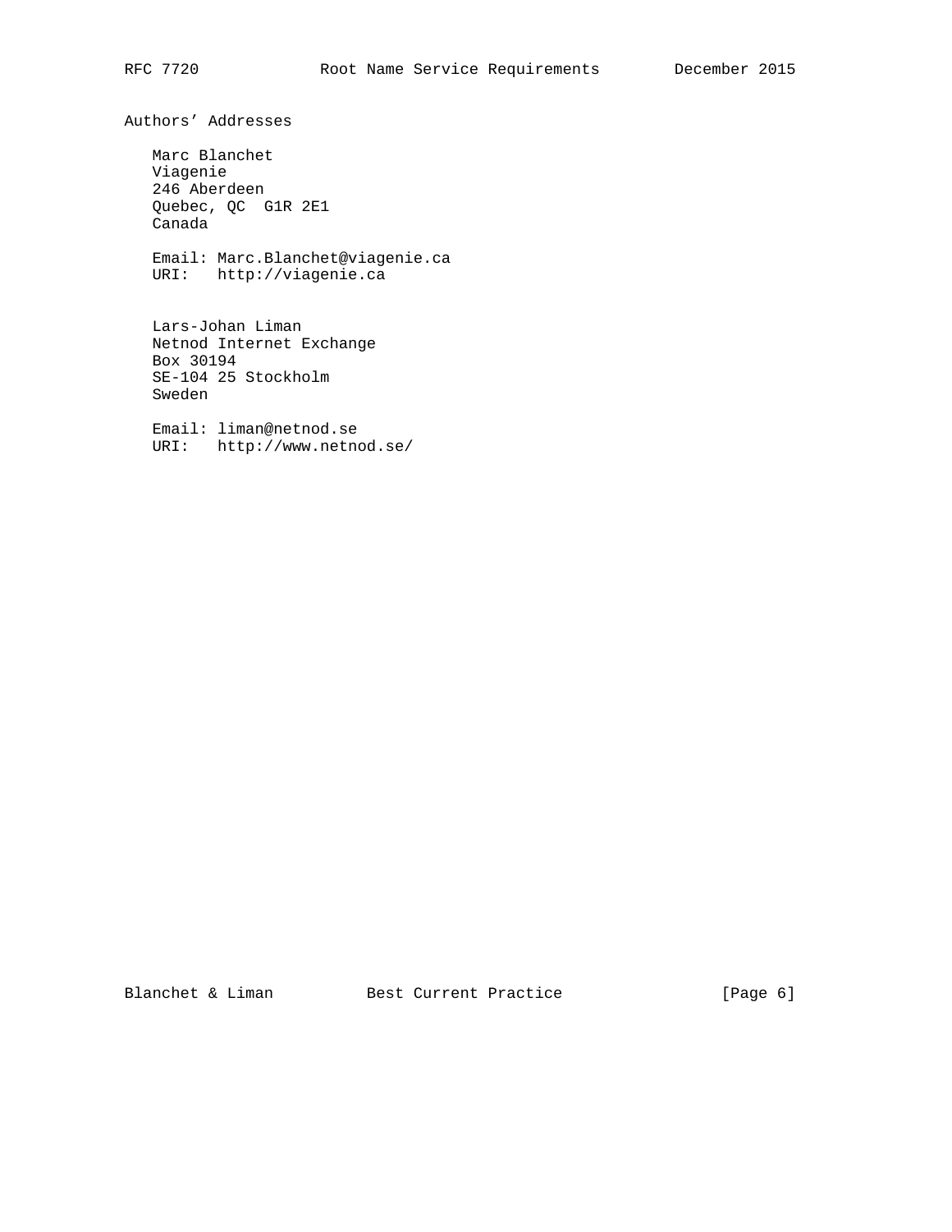## Authors' Addresses

Marc Blanchet
Viagenie
246 Aberdeen
Quebec, QC  G1R 2E1
Canada

Email: Marc.Blanchet@viagenie.ca
URI:   http://viagenie.ca

Lars-Johan Liman
Netnod Internet Exchange
Box 30194
SE-104 25 Stockholm
Sweden

Email: liman@netnod.se
URI:   http://www.netnod.se/